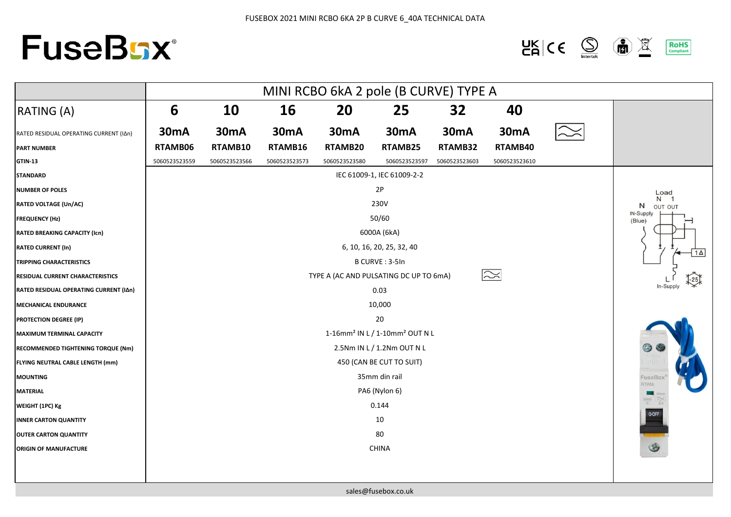FUSEBOX 2021 MINI RCBO 6KA 2P B CURVE 6_40A TECHNICAL DATA

# FuseBox®

| | MINI RCBO 6kA 2 pole (B CURVE) TYPE A | | | | | | |
|---|---|---|---|---|---|---|---|
| RATING (A) | 6 | 10 | 16 | 20 | 25 | 32 | 40 |
| RATED RESIDUAL OPERATING CURRENT (IΔn) | 30mA | 30mA | 30mA | 30mA | 30mA | 30mA | 30mA |
| PART NUMBER | RTAMB06 | RTAMB10 | RTAMB16 | RTAMB20 | RTAMB25 | RTAMB32 | RTAMB40 |
| GTIN-13 | 5060523523559 | 5060523523566 | 5060523523573 | 5060523523580 | 5060523523597 | 5060523523603 | 5060523523610 |
| STANDARD | IEC 61009-1, IEC 61009-2-2 | | | | | | |
| NUMBER OF POLES | 2P | | | | | | |
| RATED VOLTAGE (Un/AC) | 230V | | | | | | |
| FREQUENCY (Hz) | 50/60 | | | | | | |
| RATED BREAKING CAPACITY (Icn) | 6000A (6kA) | | | | | | |
| RATED CURRENT (In) | 6, 10, 16, 20, 25, 32, 40 | | | | | | |
| TRIPPING CHARACTERISTICS | B CURVE : 3-5In | | | | | | |
| RESIDUAL CURRENT CHARACTERISTICS | TYPE A (AC AND PULSATING DC UP TO 6mA) | | | | | | |
| RATED RESIDUAL OPERATING CURRENT (IΔn) | 0.03 | | | | | | |
| MECHANICAL ENDURANCE | 10,000 | | | | | | |
| PROTECTION DEGREE (IP) | 20 | | | | | | |
| MAXIMUM TERMINAL CAPACITY | 1-16mm² IN L / 1-10mm² OUT N L | | | | | | |
| RECOMMENDED TIGHTENING TORQUE (Nm) | 2.5Nm IN L / 1.2Nm OUT N L | | | | | | |
| FLYING NEUTRAL CABLE LENGTH (mm) | 450 (CAN BE CUT TO SUIT) | | | | | | |
| MOUNTING | 35mm din rail | | | | | | |
| MATERIAL | PA6 (Nylon 6) | | | | | | |
| WEIGHT (1PC) Kg | 0.144 | | | | | | |
| INNER CARTON QUANTITY | 10 | | | | | | |
| OUTER CARTON QUANTITY | 80 | | | | | | |
| ORIGIN OF MANUFACTURE | CHINA | | | | | | |

Load N 1 — N OUT OUT — IN-Supply (Blue) — L In-Supply — IΔ — -25

sales@fusebox.co.uk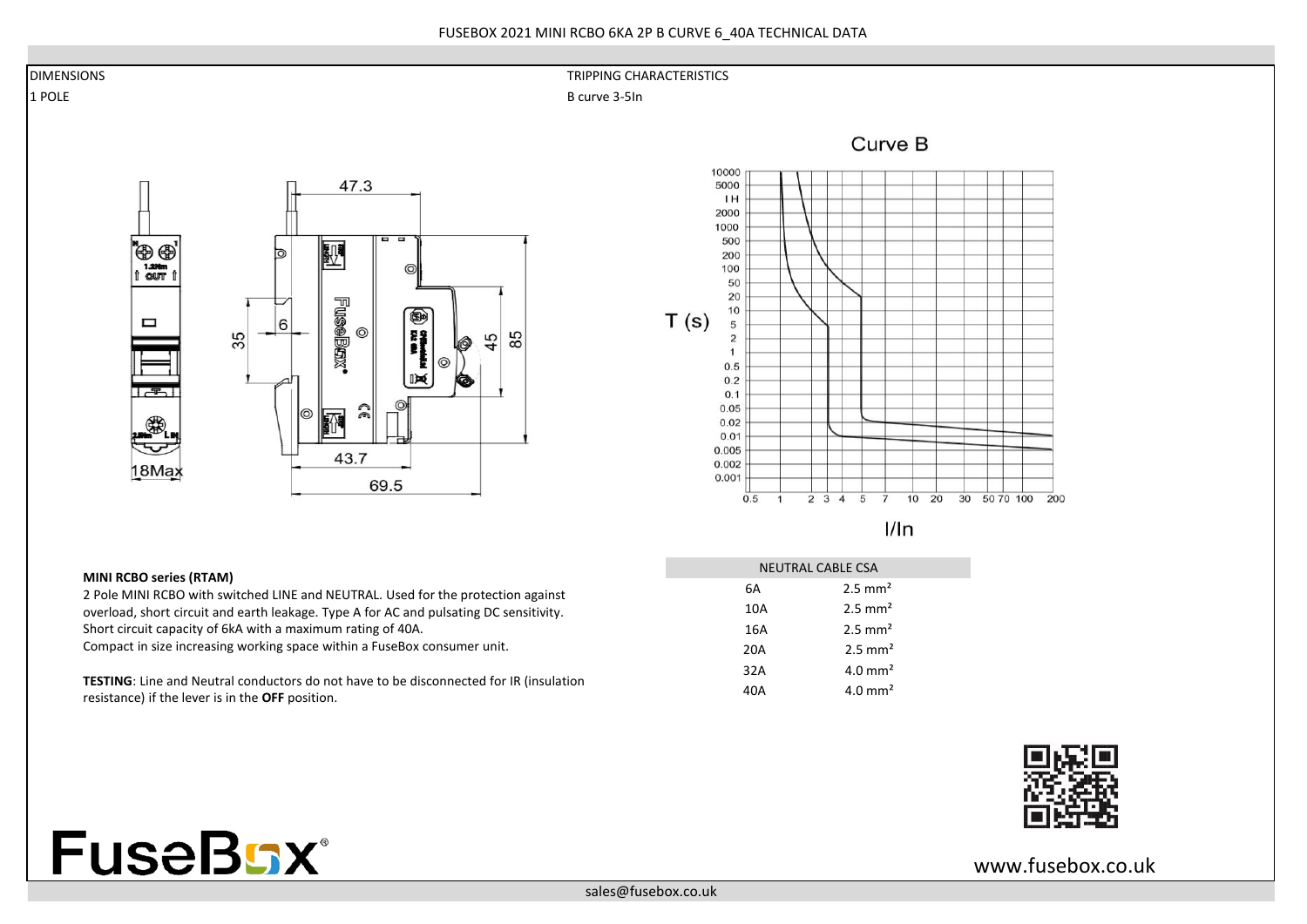FUSEBOX 2021 MINI RCBO 6KA 2P B CURVE 6_40A TECHNICAL DATA

## DIMENSIONS

1 POLE

47.3

35

6

45

85

43.7

69.5

18Max

## TRIPPING CHARACTERISTICS

B curve 3-5In

Curve B

T (s)

10000
5000
1H
2000
1000
500
200
100
50
20
10
5
2
1
0.5
0.2
0.1
0.05
0.02
0.01
0.005
0.002
0.001

0.5 1 2 3 4 5 7 10 20 30 50 70 100 200

I/In

### MINI RCBO series (RTAM)

2 Pole MINI RCBO with switched LINE and NEUTRAL. Used for the protection against overload, short circuit and earth leakage. Type A for AC and pulsating DC sensitivity. Short circuit capacity of 6kA with a maximum rating of 40A.
Compact in size increasing working space within a FuseBox consumer unit.

**TESTING**: Line and Neutral conductors do not have to be disconnected for IR (insulation resistance) if the lever is in the **OFF** position.

| NEUTRAL CABLE CSA | |
|---|---|
| 6A | 2.5 mm² |
| 10A | 2.5 mm² |
| 16A | 2.5 mm² |
| 20A | 2.5 mm² |
| 32A | 4.0 mm² |
| 40A | 4.0 mm² |

FuseBox®

www.fusebox.co.uk

sales@fusebox.co.uk